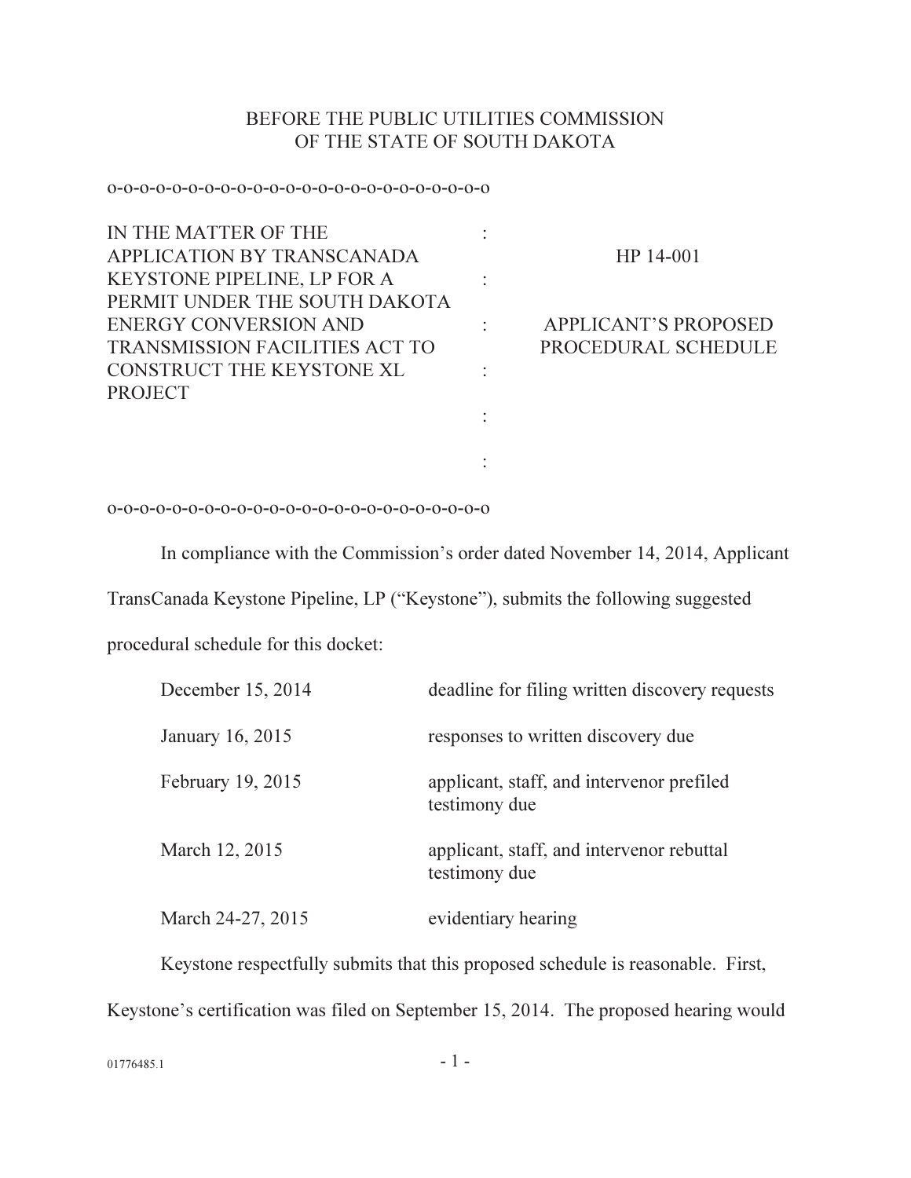BEFORE THE PUBLIC UTILITIES COMMISSION
OF THE STATE OF SOUTH DAKOTA

o-o-o-o-o-o-o-o-o-o-o-o-o-o-o-o-o-o-o-o-o-o-o-o-o-o-o

| IN THE MATTER OF THE APPLICATION BY TRANSCANADA KEYSTONE PIPELINE, LP FOR A PERMIT UNDER THE SOUTH DAKOTA ENERGY CONVERSION AND TRANSMISSION FACILITIES ACT TO CONSTRUCT THE KEYSTONE XL PROJECT | : | HP 14-001<br><br>APPLICANT'S PROPOSED PROCEDURAL SCHEDULE |
|---|---|---|

o-o-o-o-o-o-o-o-o-o-o-o-o-o-o-o-o-o-o-o-o-o-o-o-o-o-o

In compliance with the Commission's order dated November 14, 2014, Applicant TransCanada Keystone Pipeline, LP ("Keystone"), submits the following suggested procedural schedule for this docket:

| | |
|---|---|
| December 15, 2014 | deadline for filing written discovery requests |
| January 16, 2015 | responses to written discovery due |
| February 19, 2015 | applicant, staff, and intervenor prefiled testimony due |
| March 12, 2015 | applicant, staff, and intervenor rebuttal testimony due |
| March 24-27, 2015 | evidentiary hearing |

Keystone respectfully submits that this proposed schedule is reasonable. First, Keystone's certification was filed on September 15, 2014. The proposed hearing would

01776485.1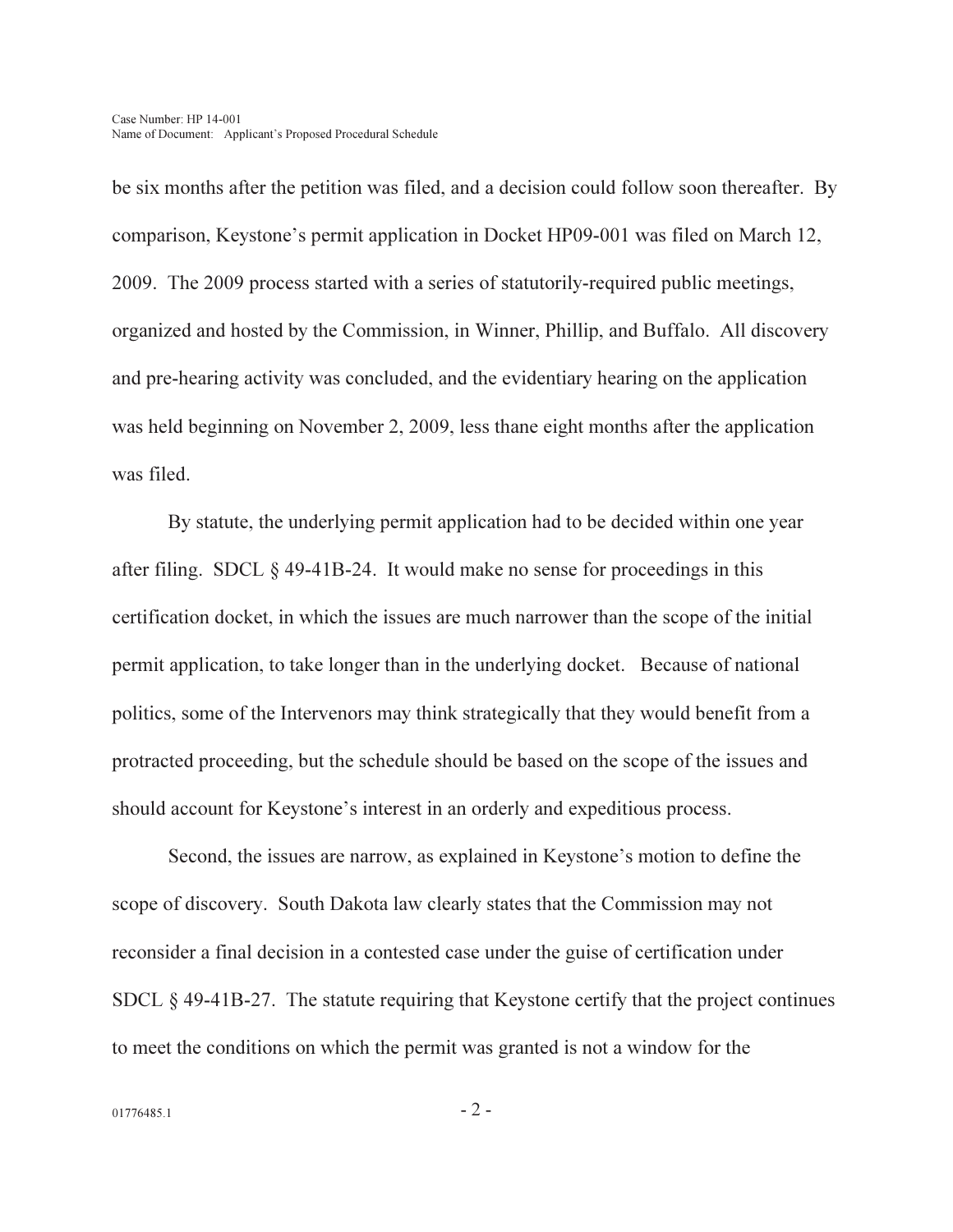be six months after the petition was filed, and a decision could follow soon thereafter. By comparison, Keystone's permit application in Docket HP09-001 was filed on March 12, 2009. The 2009 process started with a series of statutorily-required public meetings, organized and hosted by the Commission, in Winner, Phillip, and Buffalo. All discovery and pre-hearing activity was concluded, and the evidentiary hearing on the application was held beginning on November 2, 2009, less thane eight months after the application was filed.

By statute, the underlying permit application had to be decided within one year after filing. SDCL § 49-41B-24. It would make no sense for proceedings in this certification docket, in which the issues are much narrower than the scope of the initial permit application, to take longer than in the underlying docket. Because of national politics, some of the Intervenors may think strategically that they would benefit from a protracted proceeding, but the schedule should be based on the scope of the issues and should account for Keystone's interest in an orderly and expeditious process.

Second, the issues are narrow, as explained in Keystone's motion to define the scope of discovery. South Dakota law clearly states that the Commission may not reconsider a final decision in a contested case under the guise of certification under SDCL § 49-41B-27. The statute requiring that Keystone certify that the project continues to meet the conditions on which the permit was granted is not a window for the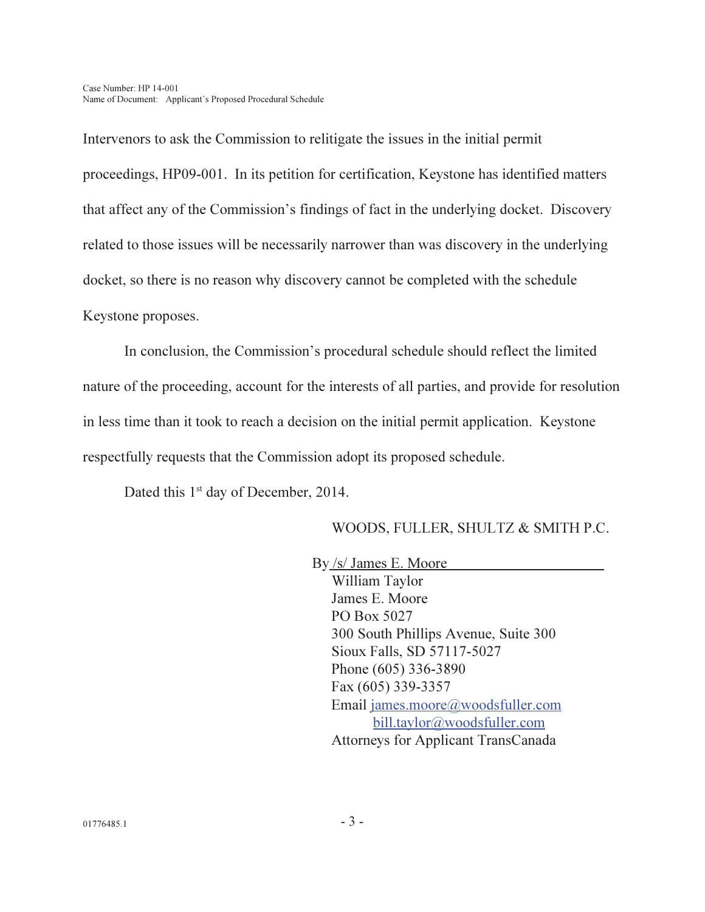Intervenors to ask the Commission to relitigate the issues in the initial permit proceedings, HP09-001. In its petition for certification, Keystone has identified matters that affect any of the Commission's findings of fact in the underlying docket. Discovery related to those issues will be necessarily narrower than was discovery in the underlying docket, so there is no reason why discovery cannot be completed with the schedule Keystone proposes.

In conclusion, the Commission's procedural schedule should reflect the limited nature of the proceeding, account for the interests of all parties, and provide for resolution in less time than it took to reach a decision on the initial permit application. Keystone respectfully requests that the Commission adopt its proposed schedule.

Dated this 1st day of December, 2014.

WOODS, FULLER, SHULTZ & SMITH P.C.

By /s/ James E. Moore
William Taylor
James E. Moore
PO Box 5027
300 South Phillips Avenue, Suite 300
Sioux Falls, SD 57117-5027
Phone (605) 336-3890
Fax (605) 339-3357
Email james.moore@woodsfuller.com
bill.taylor@woodsfuller.com
Attorneys for Applicant TransCanada

01776485.1